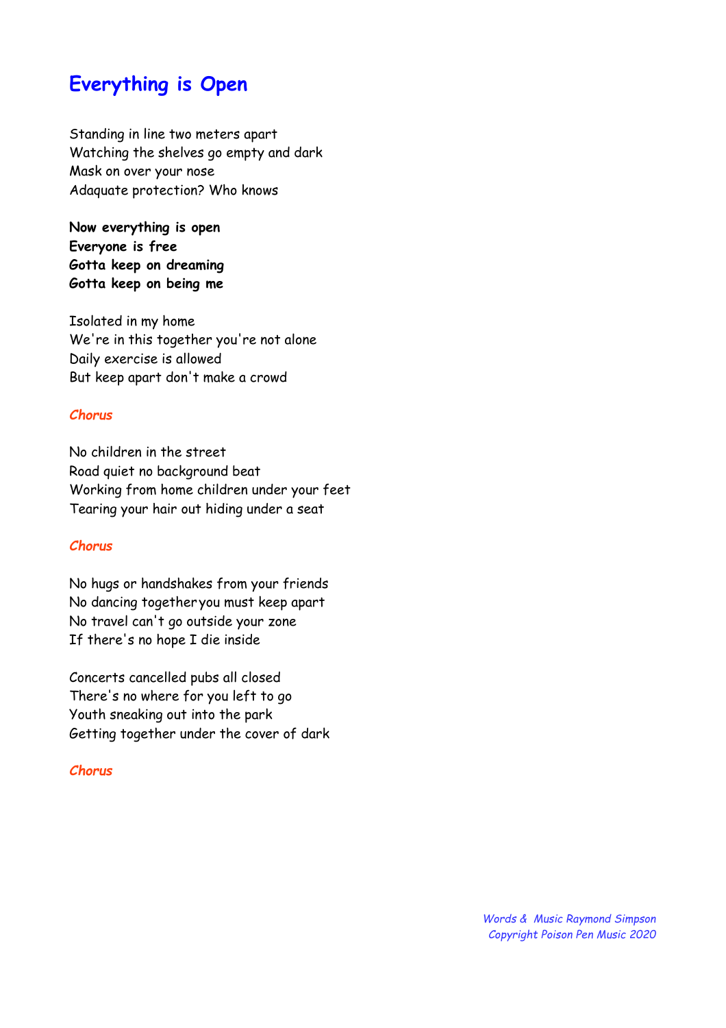# Everything is Open

Standing in line two meters apart
Watching the shelves go empty and dark
Mask on over your nose
Adaquate protection? Who knows

**Now everything is open**
**Everyone is free**
**Gotta keep on dreaming**
**Gotta keep on being me**

Isolated in my home
We're in this together you're not alone
Daily exercise is allowed
But keep apart don't make a crowd

*Chorus*

No children in the street
Road quiet no background beat
Working from home children under your feet
Tearing your hair out hiding under a seat

*Chorus*

No hugs or handshakes from your friends
No dancing togetheryou must keep apart
No travel can't go outside your zone
If there's no hope I die inside

Concerts cancelled pubs all closed
There's no where for you left to go
Youth sneaking out into the park
Getting together under the cover of dark

*Chorus*

*Words & Music Raymond Simpson*
*Copyright Poison Pen Music 2020*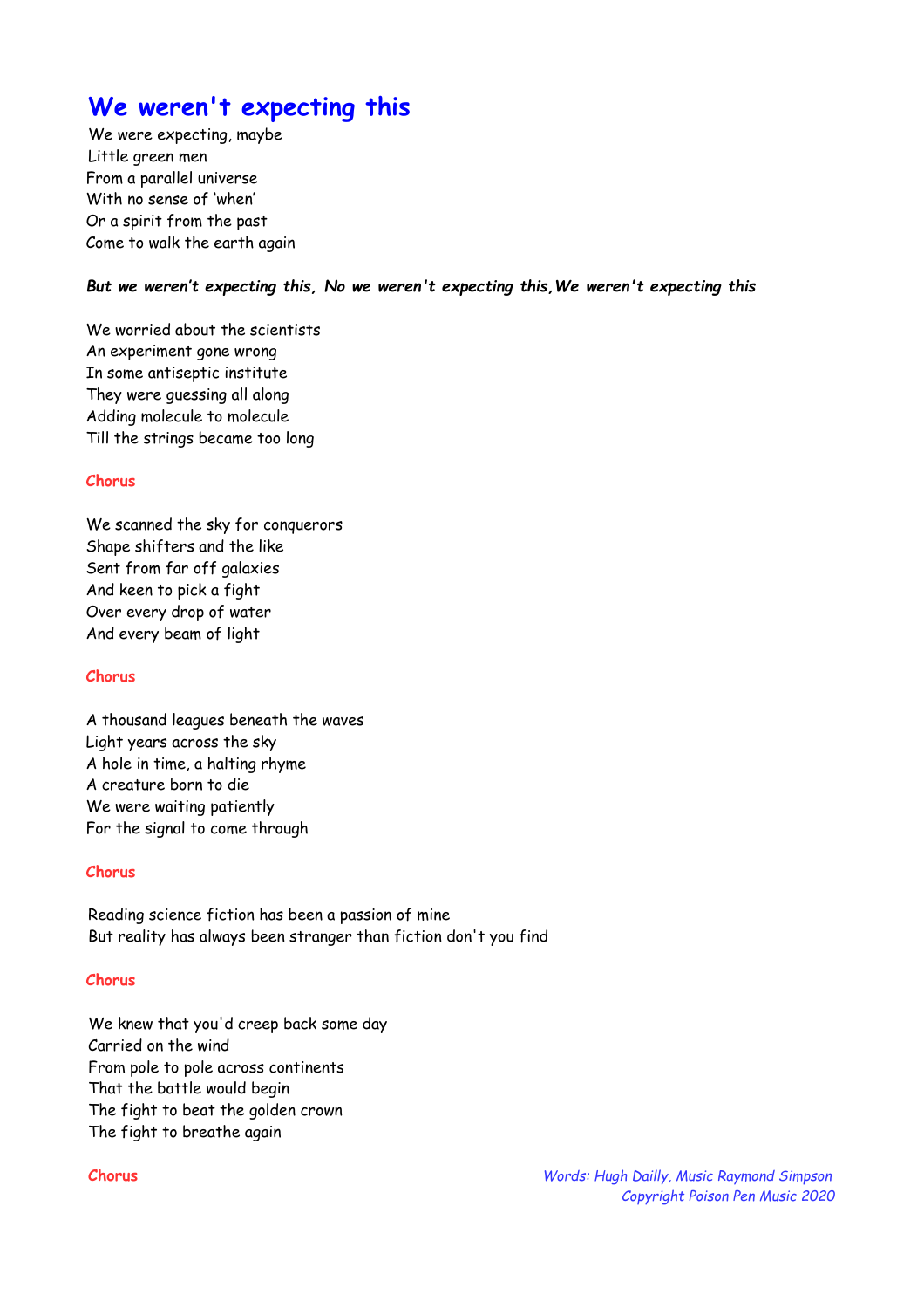# We weren't expecting this

We were expecting, maybe
Little green men
From a parallel universe
With no sense of 'when'
Or a spirit from the past
Come to walk the earth again

***But we weren't expecting this, No we weren't expecting this, We weren't expecting this***

We worried about the scientists
An experiment gone wrong
In some antiseptic institute
They were guessing all along
Adding molecule to molecule
Till the strings became too long

**Chorus**

We scanned the sky for conquerors
Shape shifters and the like
Sent from far off galaxies
And keen to pick a fight
Over every drop of water
And every beam of light

**Chorus**

A thousand leagues beneath the waves
Light years across the sky
A hole in time, a halting rhyme
A creature born to die
We were waiting patiently
For the signal to come through

**Chorus**

Reading science fiction has been a passion of mine
But reality has always been stranger than fiction don't you find

**Chorus**

We knew that you'd creep back some day
Carried on the wind
From pole to pole across continents
That the battle would begin
The fight to beat the golden crown
The fight to breathe again

**Chorus**

*Words: Hugh Dailly, Music Raymond Simpson*
*Copyright Poison Pen Music 2020*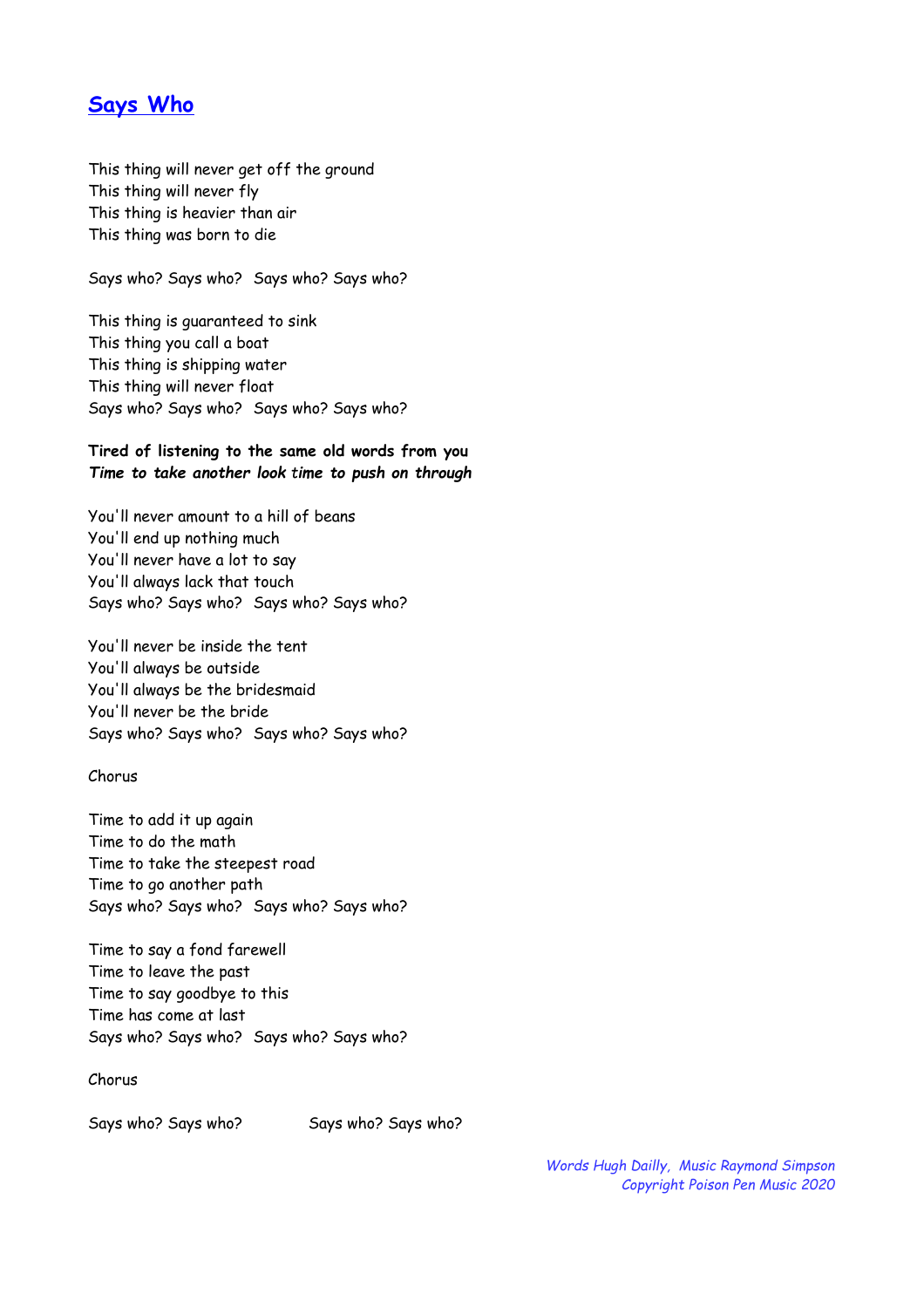## [Says Who]

This thing will never get off the ground  
This thing will never fly  
This thing is heavier than air  
This thing was born to die

Says who? Says who?  Says who? Says who?

This thing is guaranteed to sink  
This thing you call a boat  
This thing is shipping water  
This thing will never float  
Says who? Says who?  Says who? Says who?

**Tired of listening to the same old words from you**  
***Time to take another look time to push on through***

You'll never amount to a hill of beans  
You'll end up nothing much  
You'll never have a lot to say  
You'll always lack that touch  
Says who? Says who?  Says who? Says who?

You'll never be inside the tent  
You'll always be outside  
You'll always be the bridesmaid  
You'll never be the bride  
Says who? Says who?  Says who? Says who?

Chorus

Time to add it up again  
Time to do the math  
Time to take the steepest road  
Time to go another path  
Says who? Says who?  Says who? Says who?

Time to say a fond farewell  
Time to leave the past  
Time to say goodbye to this  
Time has come at last  
Says who? Says who?  Says who? Says who?

Chorus

Says who? Says who?  Says who? Says who?

*Words Hugh Dailly,  Music Raymond Simpson*  
*Copyright Poison Pen Music 2020*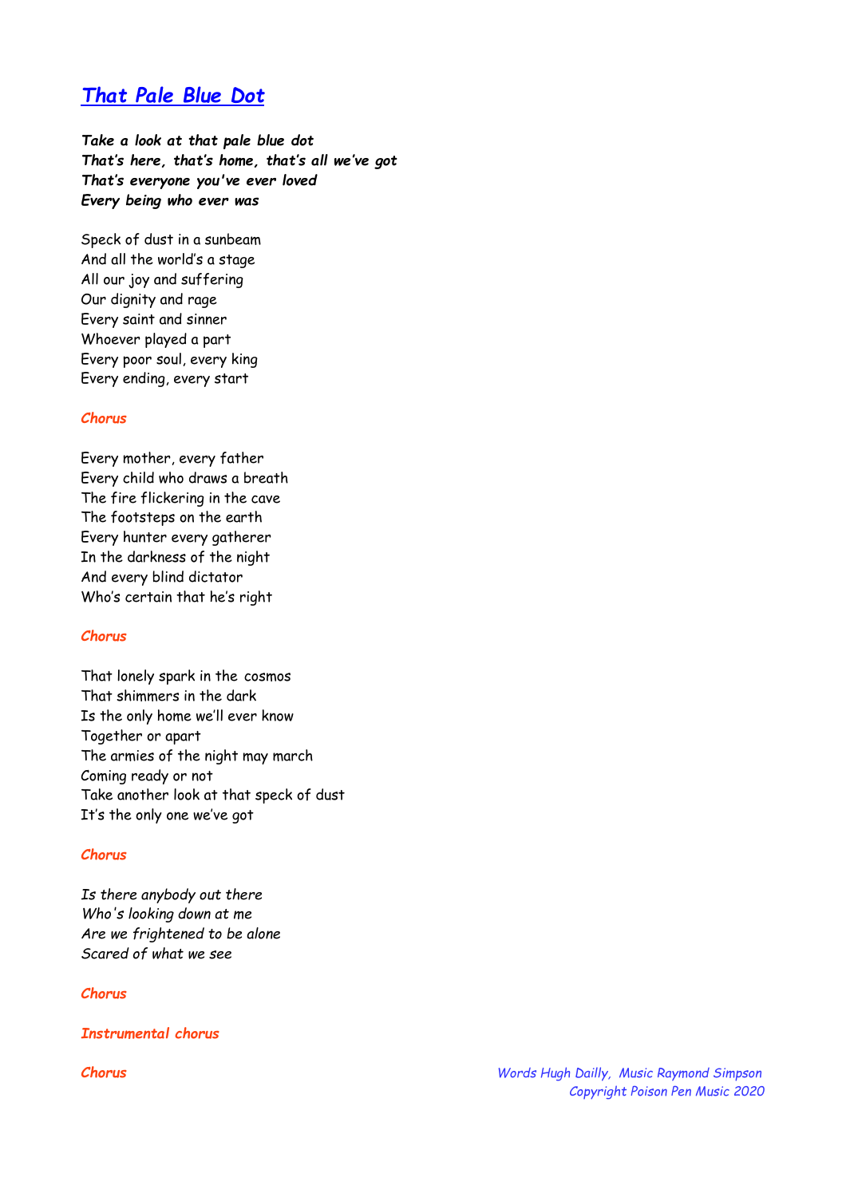# *That Pale Blue Dot*

***Take a look at that pale blue dot***
***That's here, that's home, that's all we've got***
***That's everyone you've ever loved***
***Every being who ever was***

Speck of dust in a sunbeam
And all the world's a stage
All our joy and suffering
Our dignity and rage
Every saint and sinner
Whoever played a part
Every poor soul, every king
Every ending, every start

***Chorus***

Every mother, every father
Every child who draws a breath
The fire flickering in the cave
The footsteps on the earth
Every hunter every gatherer
In the darkness of the night
And every blind dictator
Who's certain that he's right

***Chorus***

That lonely spark in the cosmos
That shimmers in the dark
Is the only home we'll ever know
Together or apart
The armies of the night may march
Coming ready or not
Take another look at that speck of dust
It's the only one we've got

***Chorus***

*Is there anybody out there*
*Who's looking down at me*
*Are we frightened to be alone*
*Scared of what we see*

***Chorus***

***Instrumental chorus***

***Chorus***

*Words Hugh Dailly, Music Raymond Simpson*
*Copyright Poison Pen Music 2020*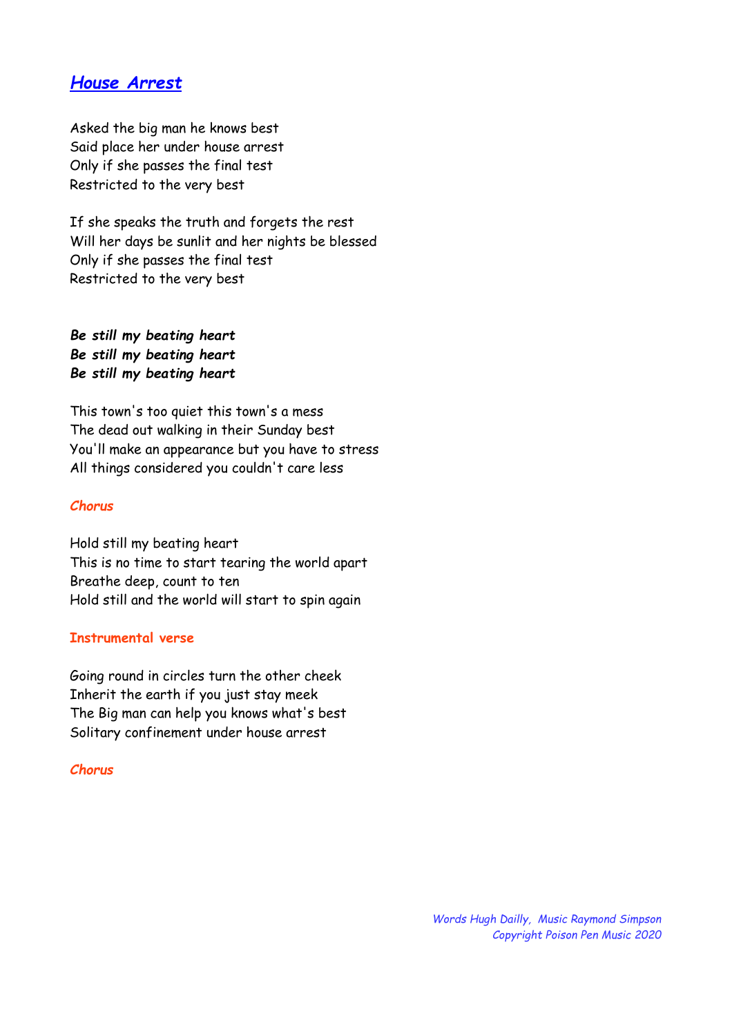## *House Arrest*

Asked the big man he knows best
Said place her under house arrest
Only if she passes the final test
Restricted to the very best

If she speaks the truth and forgets the rest
Will her days be sunlit and her nights be blessed
Only if she passes the final test
Restricted to the very best

***Be still my beating heart***
***Be still my beating heart***
***Be still my beating heart***

This town's too quiet this town's a mess
The dead out walking in their Sunday best
You'll make an appearance but you have to stress
All things considered you couldn't care less

***Chorus***

Hold still my beating heart
This is no time to start tearing the world apart
Breathe deep, count to ten
Hold still and the world will start to spin again

**Instrumental verse**

Going round in circles turn the other cheek
Inherit the earth if you just stay meek
The Big man can help you knows what's best
Solitary confinement under house arrest

***Chorus***

*Words Hugh Dailly, Music Raymond Simpson*
*Copyright Poison Pen Music 2020*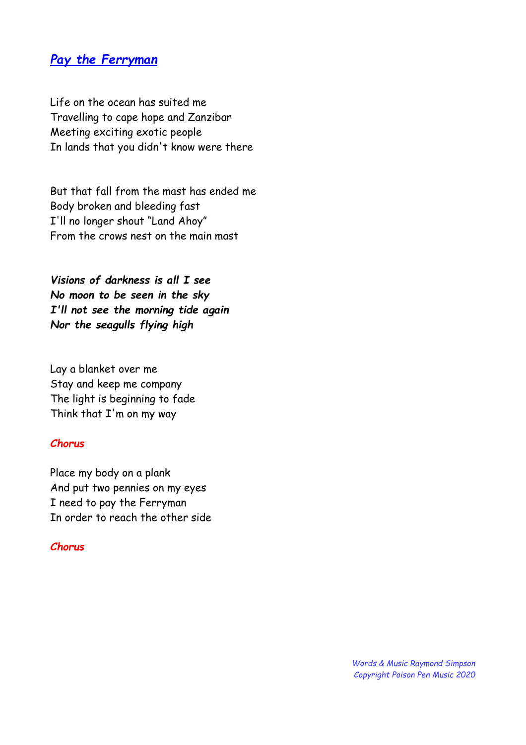## *Pay the Ferryman*

Life on the ocean has suited me
Travelling to cape hope and Zanzibar
Meeting exciting exotic people
In lands that you didn't know were there

But that fall from the mast has ended me
Body broken and bleeding fast
I'll no longer shout "Land Ahoy"
From the crows nest on the main mast

***Visions of darkness is all I see***
***No moon to be seen in the sky***
***I'll not see the morning tide again***
***Nor the seagulls flying high***

Lay a blanket over me
Stay and keep me company
The light is beginning to fade
Think that I'm on my way

***Chorus***

Place my body on a plank
And put two pennies on my eyes
I need to pay the Ferryman
In order to reach the other side

***Chorus***

*Words & Music Raymond Simpson*
*Copyright Poison Pen Music 2020*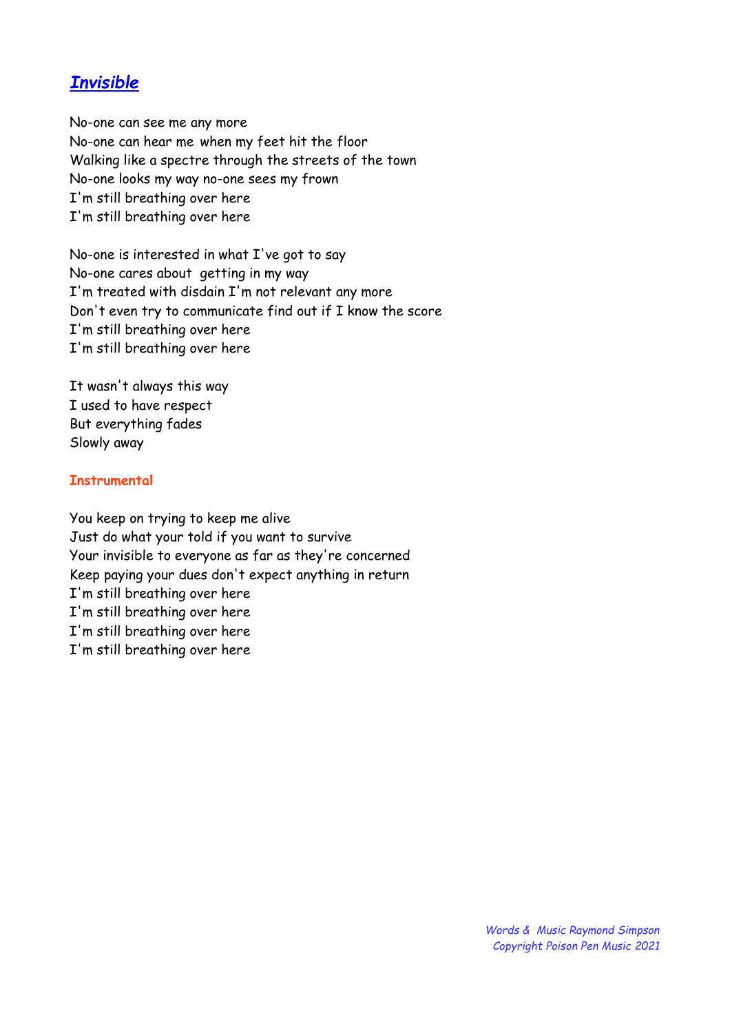# *Invisible*

No-one can see me any more  
No-one can hear me when my feet hit the floor  
Walking like a spectre through the streets of the town  
No-one looks my way no-one sees my frown  
I'm still breathing over here  
I'm still breathing over here

No-one is interested in what I've got to say  
No-one cares about getting in my way  
I'm treated with disdain I'm not relevant any more  
Don't even try to communicate find out if I know the score  
I'm still breathing over here  
I'm still breathing over here

It wasn't always this way  
I used to have respect  
But everything fades  
Slowly away

**Instrumental**

You keep on trying to keep me alive  
Just do what your told if you want to survive  
Your invisible to everyone as far as they're concerned  
Keep paying your dues don't expect anything in return  
I'm still breathing over here  
I'm still breathing over here  
I'm still breathing over here  
I'm still breathing over here

*Words & Music Raymond Simpson*  
*Copyright Poison Pen Music 2021*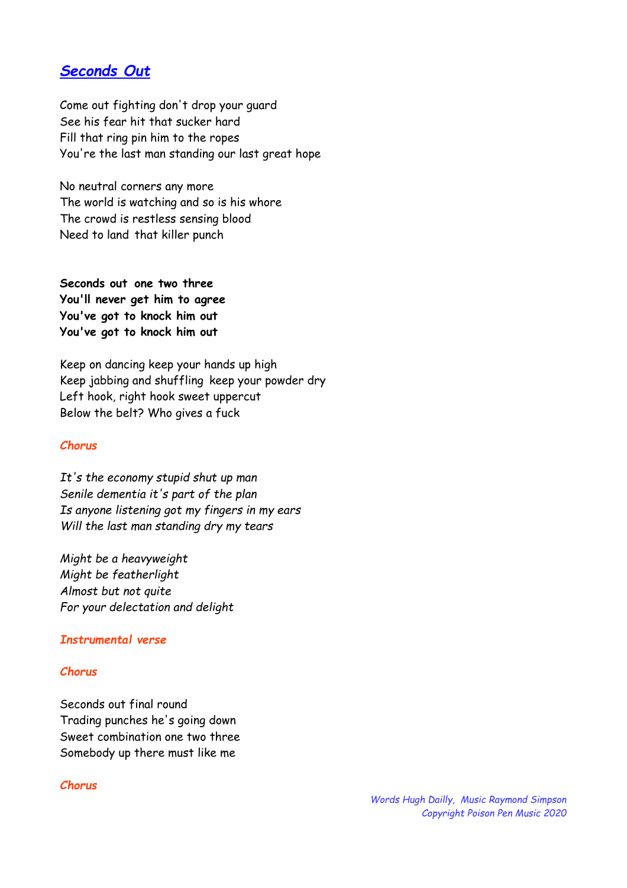# *Seconds Out*

Come out fighting don't drop your guard
See his fear hit that sucker hard
Fill that ring pin him to the ropes
You're the last man standing our last great hope

No neutral corners any more
The world is watching and so is his whore
The crowd is restless sensing blood
Need to land that killer punch

**Seconds out one two three**
**You'll never get him to agree**
**You've got to knock him out**
**You've got to knock him out**

Keep on dancing keep your hands up high
Keep jabbing and shuffling keep your powder dry
Left hook, right hook sweet uppercut
Below the belt? Who gives a fuck

***Chorus***

*It's the economy stupid shut up man*
*Senile dementia it's part of the plan*
*Is anyone listening got my fingers in my ears*
*Will the last man standing dry my tears*

*Might be a heavyweight*
*Might be featherlight*
*Almost but not quite*
*For your delectation and delight*

***Instrumental verse***

***Chorus***

Seconds out final round
Trading punches he's going down
Sweet combination one two three
Somebody up there must like me

***Chorus***

*Words Hugh Dailly, Music Raymond Simpson*
*Copyright Poison Pen Music 2020*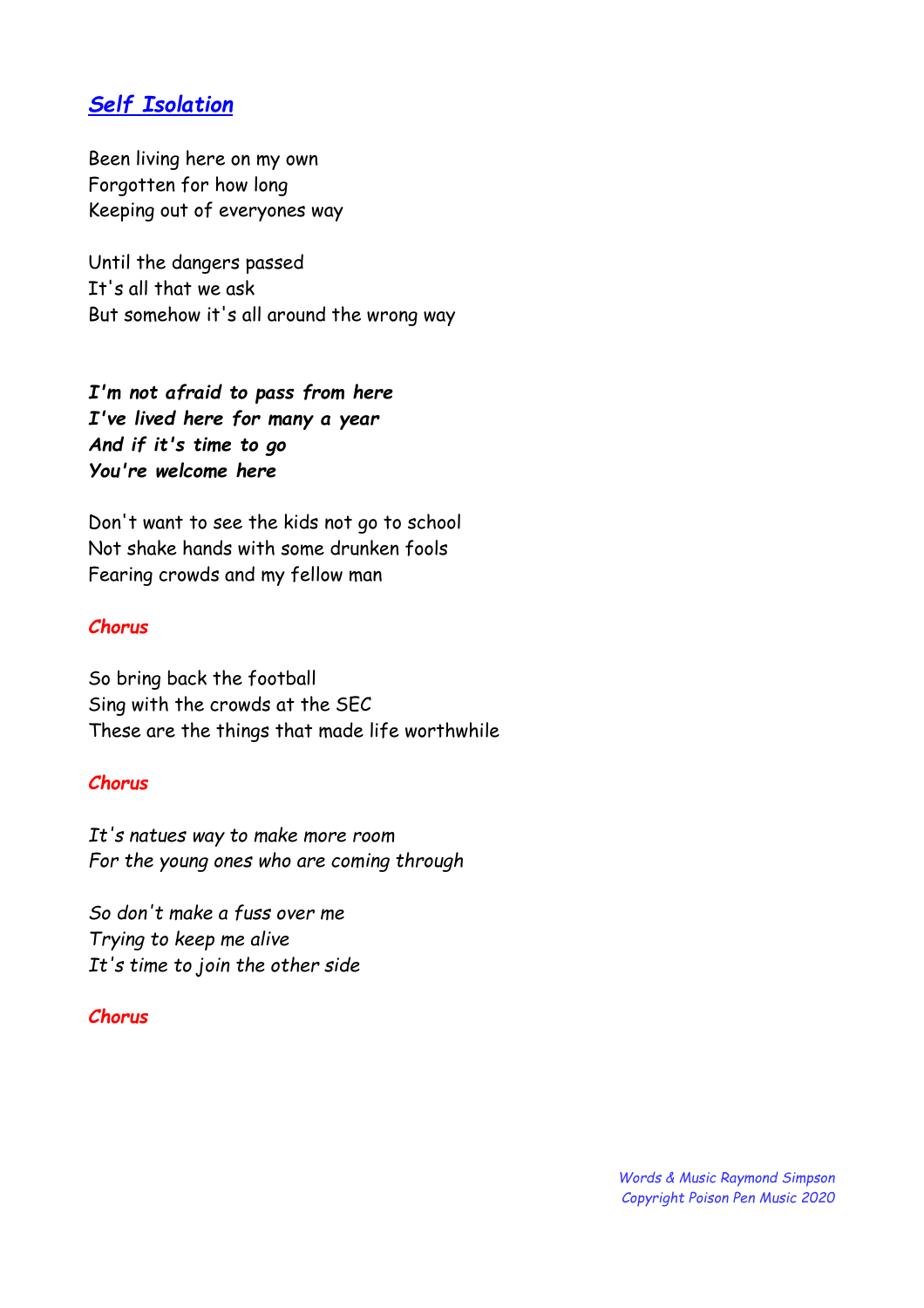## *Self Isolation*

Been living here on my own  
Forgotten for how long  
Keeping out of everyones way

Until the dangers passed  
It's all that we ask  
But somehow it's all around the wrong way

***I'm not afraid to pass from here***  
***I've lived here for many a year***  
***And if it's time to go***  
***You're welcome here***

Don't want to see the kids not go to school  
Not shake hands with some drunken fools  
Fearing crowds and my fellow man

*Chorus*

So bring back the football  
Sing with the crowds at the SEC  
These are the things that made life worthwhile

*Chorus*

*It's natues way to make more room*  
*For the young ones who are coming through*

*So don't make a fuss over me*  
*Trying to keep me alive*  
*It's time to join the other side*

*Chorus*

*Words & Music Raymond Simpson*  
*Copyright Poison Pen Music 2020*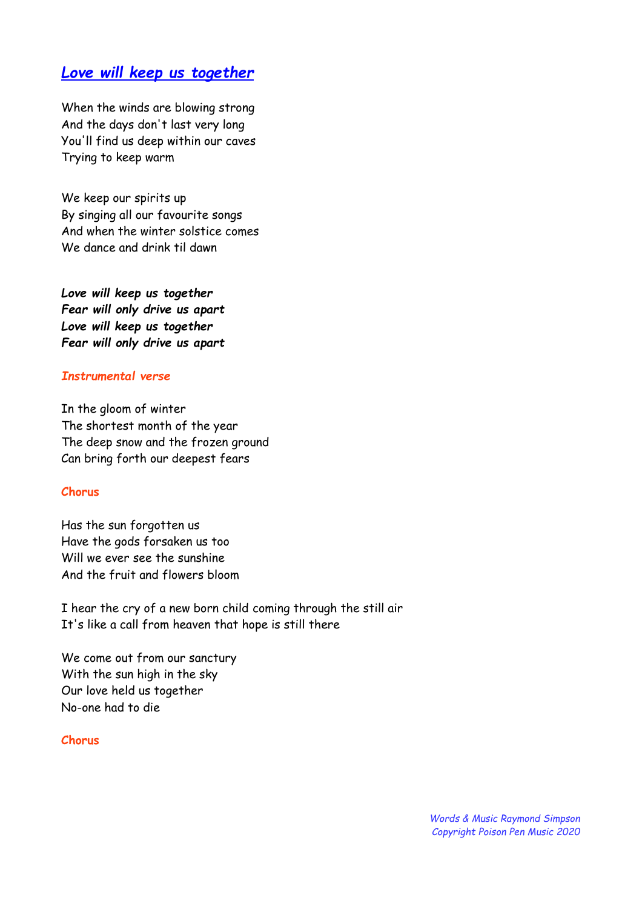## *Love will keep us together*

When the winds are blowing strong
And the days don't last very long
You'll find us deep within our caves
Trying to keep warm

We keep our spirits up
By singing all our favourite songs
And when the winter solstice comes
We dance and drink til dawn

***Love will keep us together***
***Fear will only drive us apart***
***Love will keep us together***
***Fear will only drive us apart***

***Instrumental verse***

In the gloom of winter
The shortest month of the year
The deep snow and the frozen ground
Can bring forth our deepest fears

**Chorus**

Has the sun forgotten us
Have the gods forsaken us too
Will we ever see the sunshine
And the fruit and flowers bloom

I hear the cry of a new born child coming through the still air
It's like a call from heaven that hope is still there

We come out from our sanctury
With the sun high in the sky
Our love held us together
No-one had to die

**Chorus**

*Words & Music Raymond Simpson*
*Copyright Poison Pen Music 2020*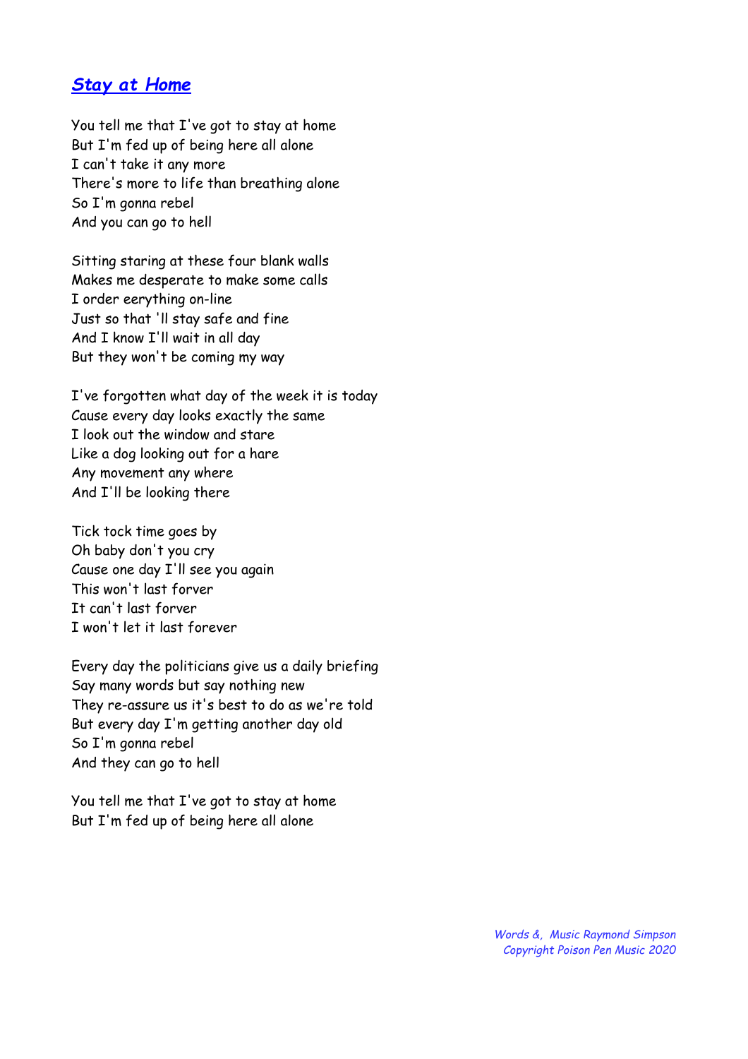## [Stay at Home]()

You tell me that I've got to stay at home
But I'm fed up of being here all alone
I can't take it any more
There's more to life than breathing alone
So I'm gonna rebel
And you can go to hell

Sitting staring at these four blank walls
Makes me desperate to make some calls
I order eerything on-line
Just so that 'll stay safe and fine
And I know I'll wait in all day
But they won't be coming my way

I've forgotten what day of the week it is today
Cause every day looks exactly the same
I look out the window and stare
Like a dog looking out for a hare
Any movement any where
And I'll be looking there

Tick tock time goes by
Oh baby don't you cry
Cause one day I'll see you again
This won't last forver
It can't last forver
I won't let it last forever

Every day the politicians give us a daily briefing
Say many words but say nothing new
They re-assure us it's best to do as we're told
But every day I'm getting another day old
So I'm gonna rebel
And they can go to hell

You tell me that I've got to stay at home
But I'm fed up of being here all alone

*Words &, Music Raymond Simpson*
*Copyright Poison Pen Music 2020*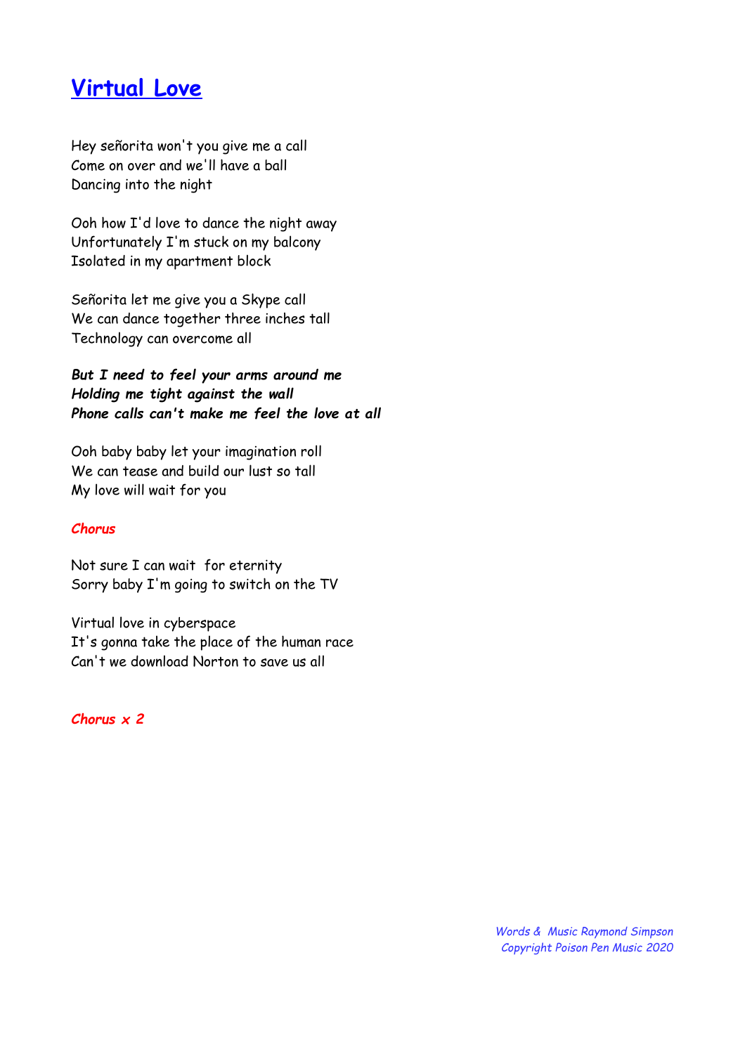# Virtual Love

Hey señorita won't you give me a call
Come on over and we'll have a ball
Dancing into the night

Ooh how I'd love to dance the night away
Unfortunately I'm stuck on my balcony
Isolated in my apartment block

Señorita let me give you a Skype call
We can dance together three inches tall
Technology can overcome all

***But I need to feel your arms around me***
***Holding me tight against the wall***
***Phone calls can't make me feel the love at all***

Ooh baby baby let your imagination roll
We can tease and build our lust so tall
My love will wait for you

***Chorus***

Not sure I can wait for eternity
Sorry baby I'm going to switch on the TV

Virtual love in cyberspace
It's gonna take the place of the human race
Can't we download Norton to save us all

***Chorus x 2***

*Words & Music Raymond Simpson*
*Copyright Poison Pen Music 2020*